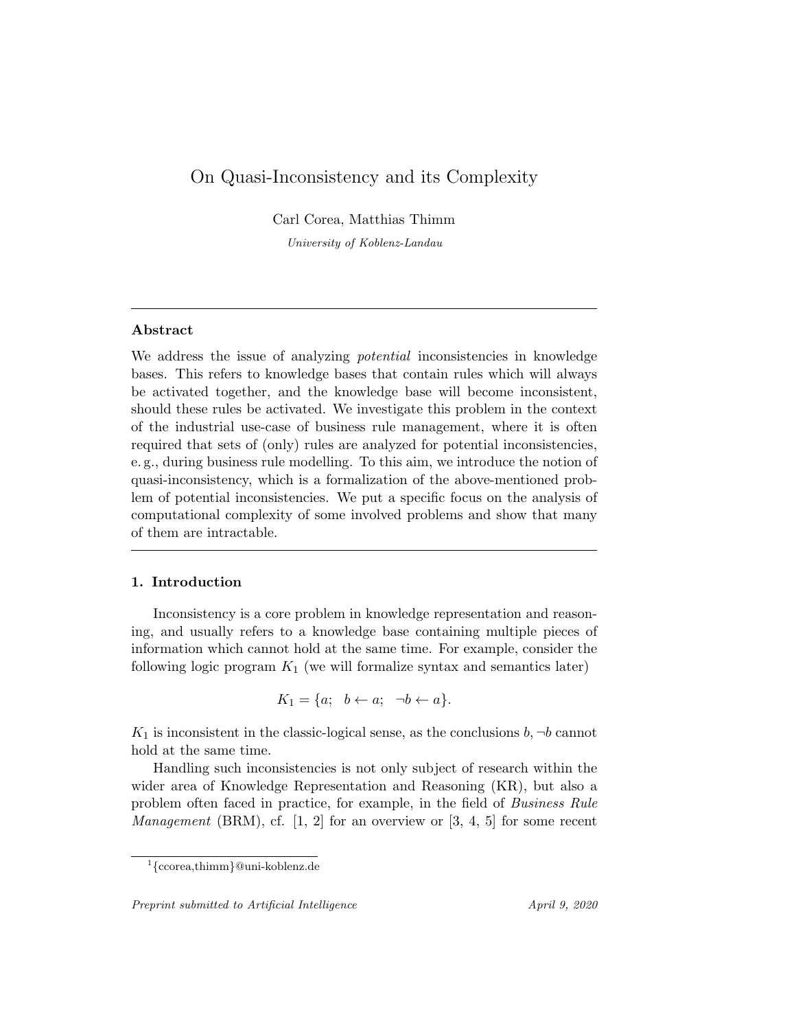# On Quasi-Inconsistency and its Complexity

Carl Corea, Matthias Thimm

*University of Koblenz-Landau*

---

## Abstract

We address the issue of analyzing *potential* inconsistencies in knowledge bases. This refers to knowledge bases that contain rules which will always be activated together, and the knowledge base will become inconsistent, should these rules be activated. We investigate this problem in the context of the industrial use-case of business rule management, where it is often required that sets of (only) rules are analyzed for potential inconsistencies, e. g., during business rule modelling. To this aim, we introduce the notion of quasi-inconsistency, which is a formalization of the above-mentioned problem of potential inconsistencies. We put a specific focus on the analysis of computational complexity of some involved problems and show that many of them are intractable.

---

## 1. Introduction

Inconsistency is a core problem in knowledge representation and reasoning, and usually refers to a knowledge base containing multiple pieces of information which cannot hold at the same time. For example, consider the following logic program $K_1$ (we will formalize syntax and semantics later)

$$K_1 = \{a; \quad b \leftarrow a; \quad \neg b \leftarrow a\}.$$

$K_1$ is inconsistent in the classic-logical sense, as the conclusions $b, \neg b$ cannot hold at the same time.

Handling such inconsistencies is not only subject of research within the wider area of Knowledge Representation and Reasoning (KR), but also a problem often faced in practice, for example, in the field of *Business Rule Management* (BRM), cf. [1, 2] for an overview or [3, 4, 5] for some recent

[1] {ccorea,thimm}@uni-koblenz.de

*Preprint submitted to Artificial Intelligence* April 9, 2020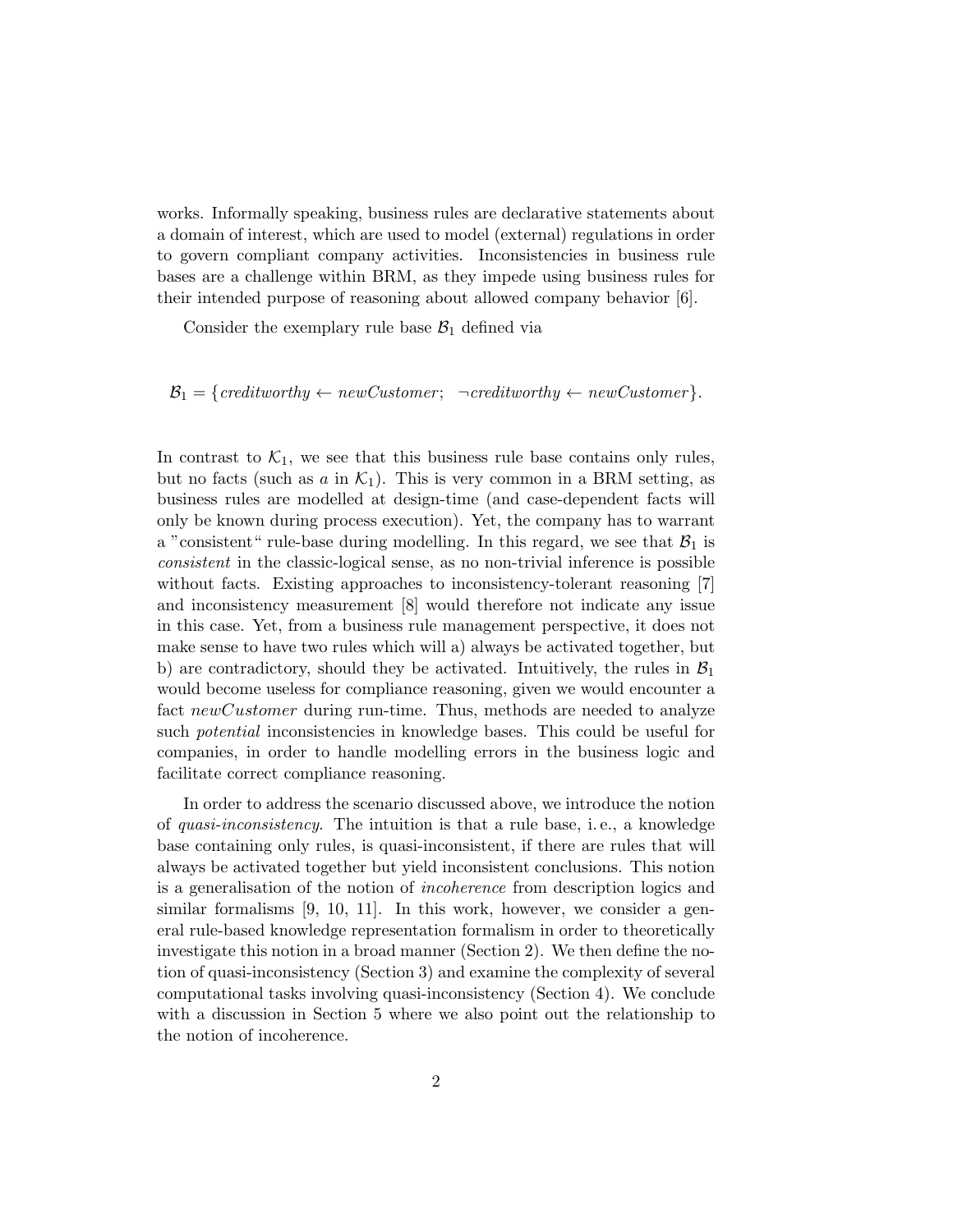works. Informally speaking, business rules are declarative statements about a domain of interest, which are used to model (external) regulations in order to govern compliant company activities. Inconsistencies in business rule bases are a challenge within BRM, as they impede using business rules for their intended purpose of reasoning about allowed company behavior [6].

Consider the exemplary rule base $\mathcal{B}_1$ defined via

$$\mathcal{B}_1 = \{\mathit{creditworthy} \leftarrow \mathit{newCustomer};\ \ \neg\mathit{creditworthy} \leftarrow \mathit{newCustomer}\}.$$

In contrast to $\mathcal{K}_1$, we see that this business rule base contains only rules, but no facts (such as $a$ in $\mathcal{K}_1$). This is very common in a BRM setting, as business rules are modelled at design-time (and case-dependent facts will only be known during process execution). Yet, the company has to warrant a "consistent" rule-base during modelling. In this regard, we see that $\mathcal{B}_1$ is *consistent* in the classic-logical sense, as no non-trivial inference is possible without facts. Existing approaches to inconsistency-tolerant reasoning [7] and inconsistency measurement [8] would therefore not indicate any issue in this case. Yet, from a business rule management perspective, it does not make sense to have two rules which will a) always be activated together, but b) are contradictory, should they be activated. Intuitively, the rules in $\mathcal{B}_1$ would become useless for compliance reasoning, given we would encounter a fact *newCustomer* during run-time. Thus, methods are needed to analyze such *potential* inconsistencies in knowledge bases. This could be useful for companies, in order to handle modelling errors in the business logic and facilitate correct compliance reasoning.

In order to address the scenario discussed above, we introduce the notion of *quasi-inconsistency*. The intuition is that a rule base, i. e., a knowledge base containing only rules, is quasi-inconsistent, if there are rules that will always be activated together but yield inconsistent conclusions. This notion is a generalisation of the notion of *incoherence* from description logics and similar formalisms [9, 10, 11]. In this work, however, we consider a general rule-based knowledge representation formalism in order to theoretically investigate this notion in a broad manner (Section 2). We then define the notion of quasi-inconsistency (Section 3) and examine the complexity of several computational tasks involving quasi-inconsistency (Section 4). We conclude with a discussion in Section 5 where we also point out the relationship to the notion of incoherence.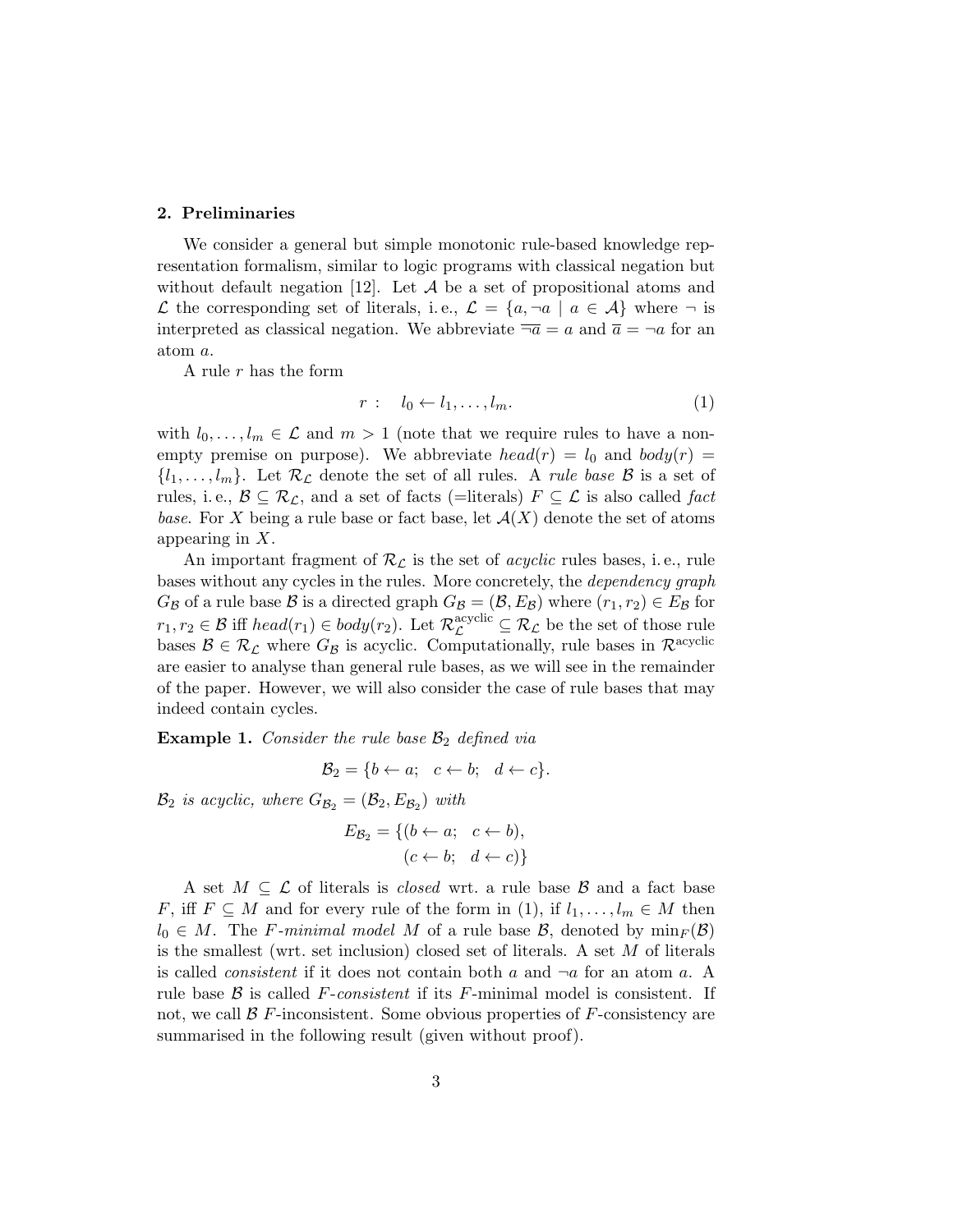## 2. Preliminaries

We consider a general but simple monotonic rule-based knowledge representation formalism, similar to logic programs with classical negation but without default negation [12]. Let $\mathcal{A}$ be a set of propositional atoms and $\mathcal{L}$ the corresponding set of literals, i. e., $\mathcal{L} = \{a, \neg a \mid a \in \mathcal{A}\}$ where $\neg$ is interpreted as classical negation. We abbreviate $\overline{\neg a} = a$ and $\overline{a} = \neg a$ for an atom $a$.

A rule $r$ has the form

$$r: \quad l_0 \leftarrow l_1, \ldots, l_m. \tag{1}$$

with $l_0, \ldots, l_m \in \mathcal{L}$ and $m > 1$ (note that we require rules to have a non-empty premise on purpose). We abbreviate $head(r) = l_0$ and $body(r) = \{l_1, \ldots, l_m\}$. Let $\mathcal{R}_{\mathcal{L}}$ denote the set of all rules. A *rule base* $\mathcal{B}$ is a set of rules, i. e., $\mathcal{B} \subseteq \mathcal{R}_{\mathcal{L}}$, and a set of facts (=literals) $F \subseteq \mathcal{L}$ is also called *fact base*. For $X$ being a rule base or fact base, let $\mathcal{A}(X)$ denote the set of atoms appearing in $X$.

An important fragment of $\mathcal{R}_{\mathcal{L}}$ is the set of *acyclic* rules bases, i. e., rule bases without any cycles in the rules. More concretely, the *dependency graph* $G_{\mathcal{B}}$ of a rule base $\mathcal{B}$ is a directed graph $G_{\mathcal{B}} = (\mathcal{B}, E_{\mathcal{B}})$ where $(r_1, r_2) \in E_{\mathcal{B}}$ for $r_1, r_2 \in \mathcal{B}$ iff $head(r_1) \in body(r_2)$. Let $\mathcal{R}_{\mathcal{L}}^{\text{acyclic}} \subseteq \mathcal{R}_{\mathcal{L}}$ be the set of those rule bases $\mathcal{B} \in \mathcal{R}_{\mathcal{L}}$ where $G_{\mathcal{B}}$ is acyclic. Computationally, rule bases in $\mathcal{R}^{\text{acyclic}}$ are easier to analyse than general rule bases, as we will see in the remainder of the paper. However, we will also consider the case of rule bases that may indeed contain cycles.

**Example 1.** *Consider the rule base $\mathcal{B}_2$ defined via*

$$\mathcal{B}_2 = \{b \leftarrow a; \quad c \leftarrow b; \quad d \leftarrow c\}.$$

*$\mathcal{B}_2$ is acyclic, where $G_{\mathcal{B}_2} = (\mathcal{B}_2, E_{\mathcal{B}_2})$ with*

$$E_{\mathcal{B}_2} = \{(b \leftarrow a; \quad c \leftarrow b), \\ (c \leftarrow b; \quad d \leftarrow c)\}$$

A set $M \subseteq \mathcal{L}$ of literals is *closed* wrt. a rule base $\mathcal{B}$ and a fact base $F$, iff $F \subseteq M$ and for every rule of the form in (1), if $l_1, \ldots, l_m \in M$ then $l_0 \in M$. The *$F$-minimal model* $M$ of a rule base $\mathcal{B}$, denoted by $\min_F(\mathcal{B})$ is the smallest (wrt. set inclusion) closed set of literals. A set $M$ of literals is called *consistent* if it does not contain both $a$ and $\neg a$ for an atom $a$. A rule base $\mathcal{B}$ is called *$F$-consistent* if its $F$-minimal model is consistent. If not, we call $\mathcal{B}$ $F$-inconsistent. Some obvious properties of $F$-consistency are summarised in the following result (given without proof).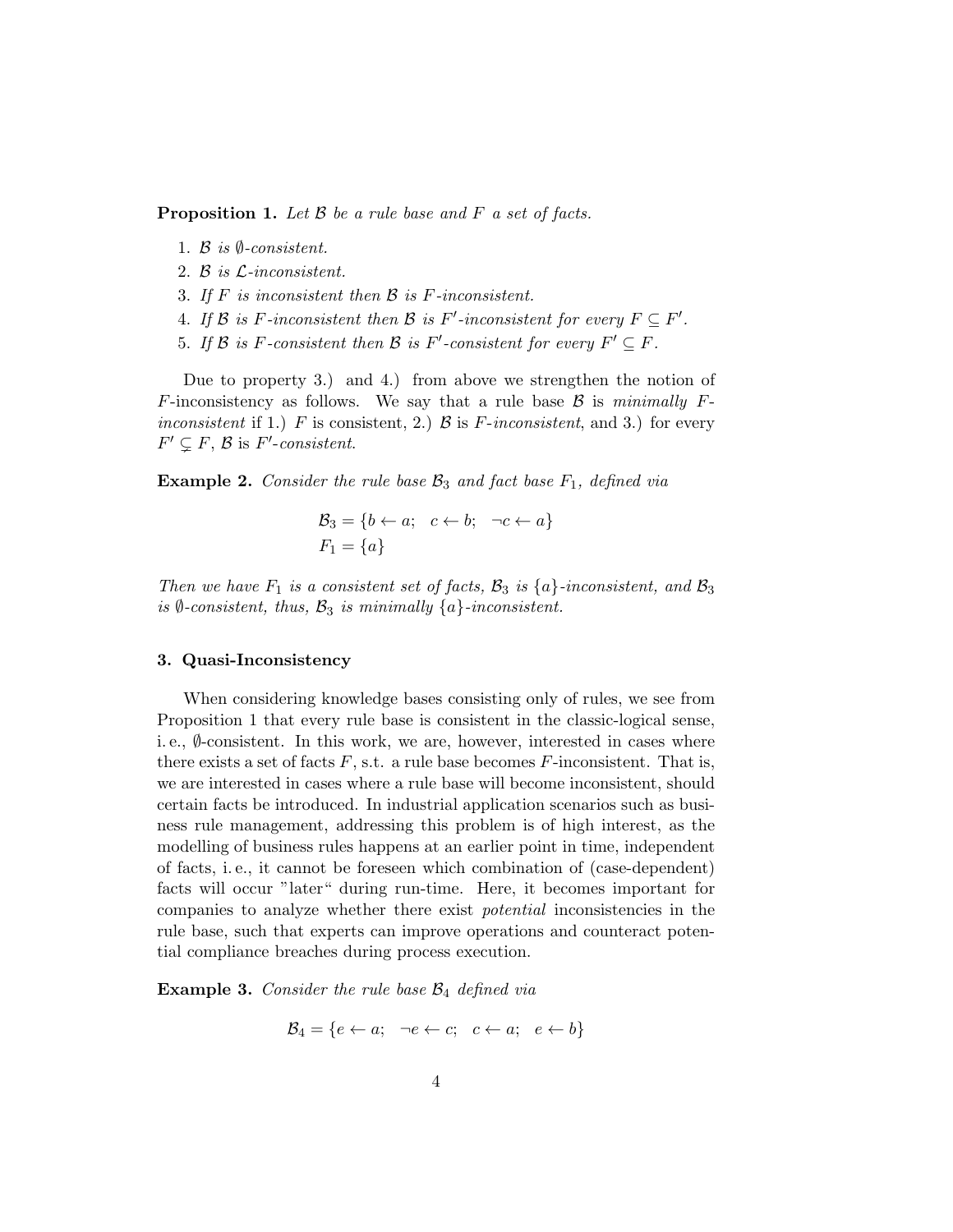**Proposition 1.** *Let $\mathcal{B}$ be a rule base and $F$ a set of facts.*

1. *$\mathcal{B}$ is $\emptyset$-consistent.*
2. *$\mathcal{B}$ is $\mathcal{L}$-inconsistent.*
3. *If $F$ is inconsistent then $\mathcal{B}$ is $F$-inconsistent.*
4. *If $\mathcal{B}$ is $F$-inconsistent then $\mathcal{B}$ is $F'$-inconsistent for every $F \subseteq F'$.*
5. *If $\mathcal{B}$ is $F$-consistent then $\mathcal{B}$ is $F'$-consistent for every $F' \subseteq F$.*

Due to property 3.) and 4.) from above we strengthen the notion of $F$-inconsistency as follows. We say that a rule base $\mathcal{B}$ is *minimally $F$-inconsistent* if 1.) $F$ is consistent, 2.) $\mathcal{B}$ is *$F$-inconsistent*, and 3.) for every $F' \subsetneq F$, $\mathcal{B}$ is *$F'$-consistent*.

**Example 2.** *Consider the rule base $\mathcal{B}_3$ and fact base $F_1$, defined via*

$$\mathcal{B}_3 = \{b \leftarrow a; \quad c \leftarrow b; \quad \neg c \leftarrow a\}$$
$$F_1 = \{a\}$$

*Then we have $F_1$ is a consistent set of facts, $\mathcal{B}_3$ is $\{a\}$-inconsistent, and $\mathcal{B}_3$ is $\emptyset$-consistent, thus, $\mathcal{B}_3$ is minimally $\{a\}$-inconsistent.*

## 3. Quasi-Inconsistency

When considering knowledge bases consisting only of rules, we see from Proposition 1 that every rule base is consistent in the classic-logical sense, i. e., $\emptyset$-consistent. In this work, we are, however, interested in cases where there exists a set of facts $F$, s.t. a rule base becomes $F$-inconsistent. That is, we are interested in cases where a rule base will become inconsistent, should certain facts be introduced. In industrial application scenarios such as business rule management, addressing this problem is of high interest, as the modelling of business rules happens at an earlier point in time, independent of facts, i. e., it cannot be foreseen which combination of (case-dependent) facts will occur "later" during run-time. Here, it becomes important for companies to analyze whether there exist *potential* inconsistencies in the rule base, such that experts can improve operations and counteract potential compliance breaches during process execution.

**Example 3.** *Consider the rule base $\mathcal{B}_4$ defined via*

$$\mathcal{B}_4 = \{e \leftarrow a; \quad \neg e \leftarrow c; \quad c \leftarrow a; \quad e \leftarrow b\}$$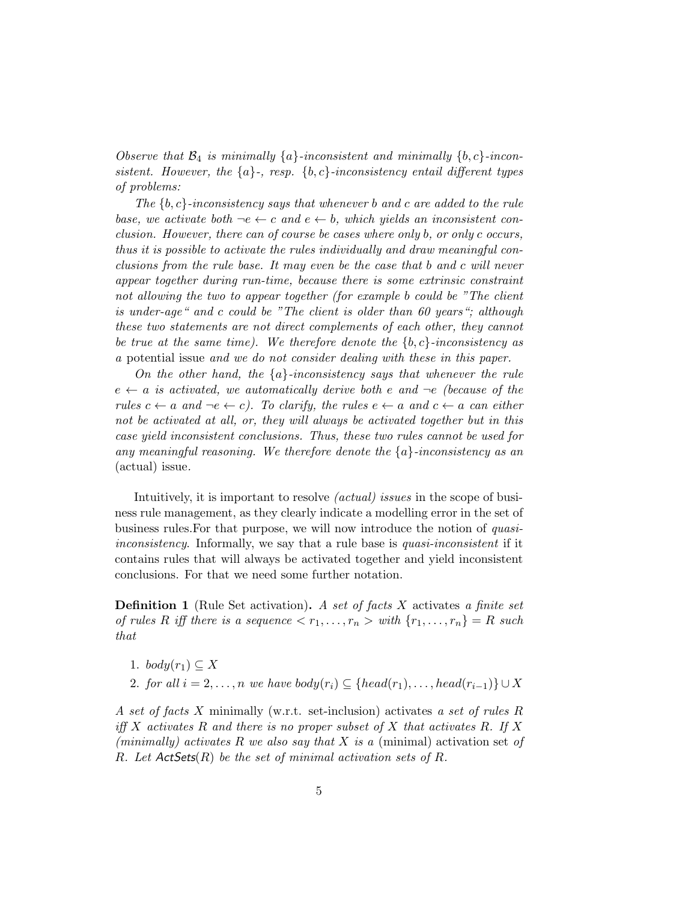*Observe that $\mathcal{B}_4$ is minimally $\{a\}$-inconsistent and minimally $\{b, c\}$-inconsistent. However, the $\{a\}$-, resp. $\{b, c\}$-inconsistency entail different types of problems:*

*The $\{b, c\}$-inconsistency says that whenever b and c are added to the rule base, we activate both $\neg e \leftarrow c$ and $e \leftarrow b$, which yields an inconsistent conclusion. However, there can of course be cases where only b, or only c occurs, thus it is possible to activate the rules individually and draw meaningful conclusions from the rule base. It may even be the case that b and c will never appear together during run-time, because there is some extrinsic constraint not allowing the two to appear together (for example b could be "The client is under-age" and c could be "The client is older than 60 years"; although these two statements are not direct complements of each other, they cannot be true at the same time). We therefore denote the $\{b, c\}$-inconsistency as a* potential issue *and we do not consider dealing with these in this paper.*

*On the other hand, the $\{a\}$-inconsistency says that whenever the rule $e \leftarrow a$ is activated, we automatically derive both e and $\neg e$ (because of the rules $c \leftarrow a$ and $\neg e \leftarrow c$). To clarify, the rules $e \leftarrow a$ and $c \leftarrow a$ can either not be activated at all, or, they will always be activated together but in this case yield inconsistent conclusions. Thus, these two rules cannot be used for any meaningful reasoning. We therefore denote the $\{a\}$-inconsistency as an* (actual) issue.

Intuitively, it is important to resolve *(actual) issues* in the scope of business rule management, as they clearly indicate a modelling error in the set of business rules.For that purpose, we will now introduce the notion of *quasi-inconsistency*. Informally, we say that a rule base is *quasi-inconsistent* if it contains rules that will always be activated together and yield inconsistent conclusions. For that we need some further notation.

**Definition 1** (Rule Set activation)**.** *A set of facts X* activates *a finite set of rules R iff there is a sequence $< r_1, \ldots, r_n >$ with $\{r_1, \ldots, r_n\} = R$ such that*

1. *$body(r_1) \subseteq X$*
2. *for all $i = 2, \ldots, n$ we have $body(r_i) \subseteq \{head(r_1), \ldots, head(r_{i-1})\} \cup X$*

*A set of facts X* minimally (w.r.t. set-inclusion) activates *a set of rules R iff X activates R and there is no proper subset of X that activates R. If X (minimally) activates R we also say that X is a* (minimal) activation set *of R. Let $\mathsf{ActSets}(R)$ be the set of minimal activation sets of R.*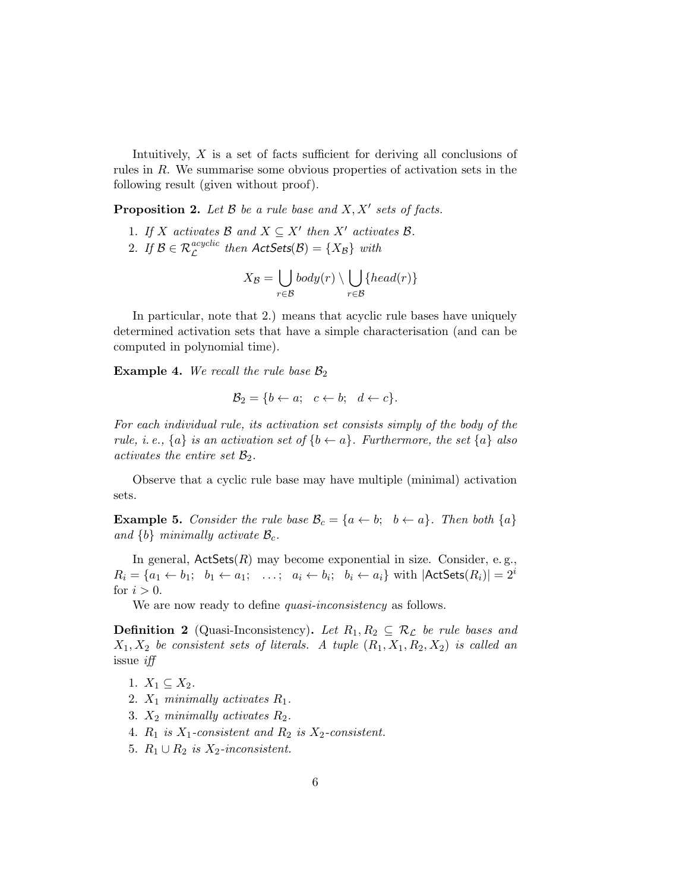Intuitively, $X$ is a set of facts sufficient for deriving all conclusions of rules in $R$. We summarise some obvious properties of activation sets in the following result (given without proof).

**Proposition 2.** *Let $\mathcal{B}$ be a rule base and $X, X'$ sets of facts.*

1. *If $X$ activates $\mathcal{B}$ and $X \subseteq X'$ then $X'$ activates $\mathcal{B}$.*
2. *If $\mathcal{B} \in \mathcal{R}_{\mathcal{L}}^{acyclic}$ then $\mathsf{ActSets}(\mathcal{B}) = \{X_{\mathcal{B}}\}$ with*

$$X_{\mathcal{B}} = \bigcup_{r \in \mathcal{B}} body(r) \setminus \bigcup_{r \in \mathcal{B}} \{head(r)\}$$

In particular, note that 2.) means that acyclic rule bases have uniquely determined activation sets that have a simple characterisation (and can be computed in polynomial time).

**Example 4.** *We recall the rule base $\mathcal{B}_2$*

$$\mathcal{B}_2 = \{b \leftarrow a; \quad c \leftarrow b; \quad d \leftarrow c\}.$$

*For each individual rule, its activation set consists simply of the body of the rule, i. e., $\{a\}$ is an activation set of $\{b \leftarrow a\}$. Furthermore, the set $\{a\}$ also activates the entire set $\mathcal{B}_2$.*

Observe that a cyclic rule base may have multiple (minimal) activation sets.

**Example 5.** *Consider the rule base $\mathcal{B}_c = \{a \leftarrow b; \quad b \leftarrow a\}$. Then both $\{a\}$ and $\{b\}$ minimally activate $\mathcal{B}_c$.*

In general, $\mathsf{ActSets}(R)$ may become exponential in size. Consider, e. g., $R_i = \{a_1 \leftarrow b_1; \quad b_1 \leftarrow a_1; \quad \dots; \quad a_i \leftarrow b_i; \quad b_i \leftarrow a_i\}$ with $|\mathsf{ActSets}(R_i)| = 2^i$ for $i > 0$.

We are now ready to define *quasi-inconsistency* as follows.

**Definition 2** (Quasi-Inconsistency)**.** *Let $R_1, R_2 \subseteq \mathcal{R}_{\mathcal{L}}$ be rule bases and $X_1, X_2$ be consistent sets of literals. A tuple $(R_1, X_1, R_2, X_2)$ is called an* issue *iff*

1. *$X_1 \subseteq X_2$.*
2. *$X_1$ minimally activates $R_1$.*
3. *$X_2$ minimally activates $R_2$.*
4. *$R_1$ is $X_1$-consistent and $R_2$ is $X_2$-consistent.*
5. *$R_1 \cup R_2$ is $X_2$-inconsistent.*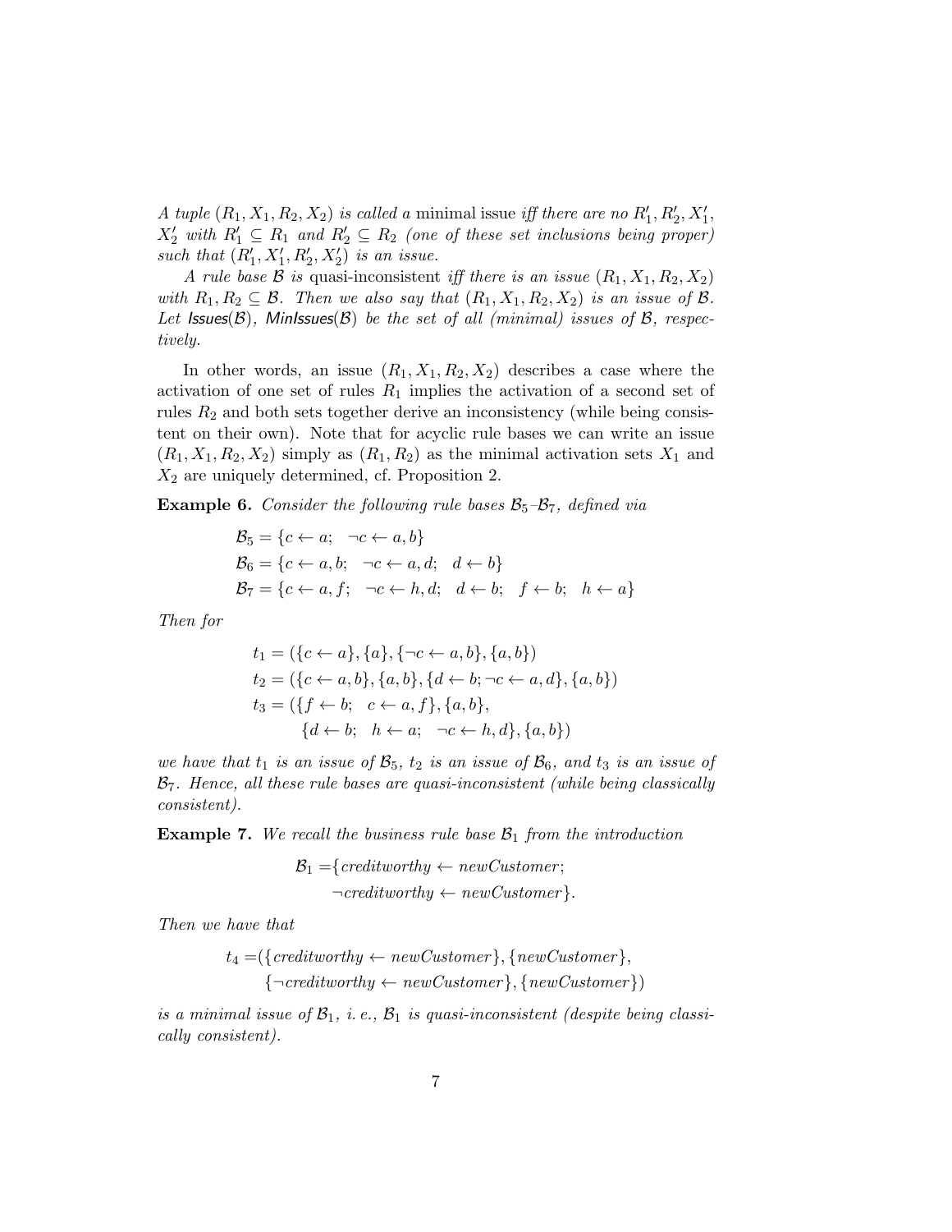*A tuple $(R_1, X_1, R_2, X_2)$ is called a* minimal issue *iff there are no $R_1', R_2', X_1', X_2'$ with $R_1' \subseteq R_1$ and $R_2' \subseteq R_2$ (one of these set inclusions being proper) such that $(R_1', X_1', R_2', X_2')$ is an issue.*

*A rule base $\mathcal{B}$ is* quasi-inconsistent *iff there is an issue $(R_1, X_1, R_2, X_2)$ with $R_1, R_2 \subseteq \mathcal{B}$. Then we also say that $(R_1, X_1, R_2, X_2)$ is an issue of $\mathcal{B}$. Let $\mathsf{Issues}(\mathcal{B})$, $\mathsf{MinIssues}(\mathcal{B})$ be the set of all (minimal) issues of $\mathcal{B}$, respectively.*

In other words, an issue $(R_1, X_1, R_2, X_2)$ describes a case where the activation of one set of rules $R_1$ implies the activation of a second set of rules $R_2$ and both sets together derive an inconsistency (while being consistent on their own). Note that for acyclic rule bases we can write an issue $(R_1, X_1, R_2, X_2)$ simply as $(R_1, R_2)$ as the minimal activation sets $X_1$ and $X_2$ are uniquely determined, cf. Proposition 2.

**Example 6.** *Consider the following rule bases $\mathcal{B}_5$–$\mathcal{B}_7$, defined via*

$$
\begin{aligned}
\mathcal{B}_5 &= \{c \leftarrow a;\quad \neg c \leftarrow a, b\} \\
\mathcal{B}_6 &= \{c \leftarrow a, b;\quad \neg c \leftarrow a, d;\quad d \leftarrow b\} \\
\mathcal{B}_7 &= \{c \leftarrow a, f;\quad \neg c \leftarrow h, d;\quad d \leftarrow b;\quad f \leftarrow b;\quad h \leftarrow a\}
\end{aligned}
$$

*Then for*

$$
\begin{aligned}
t_1 &= (\{c \leftarrow a\}, \{a\}, \{\neg c \leftarrow a, b\}, \{a, b\}) \\
t_2 &= (\{c \leftarrow a, b\}, \{a, b\}, \{d \leftarrow b; \neg c \leftarrow a, d\}, \{a, b\}) \\
t_3 &= (\{f \leftarrow b;\quad c \leftarrow a, f\}, \{a, b\}, \\
&\qquad \{d \leftarrow b;\quad h \leftarrow a;\quad \neg c \leftarrow h, d\}, \{a, b\})
\end{aligned}
$$

*we have that $t_1$ is an issue of $\mathcal{B}_5$, $t_2$ is an issue of $\mathcal{B}_6$, and $t_3$ is an issue of $\mathcal{B}_7$. Hence, all these rule bases are quasi-inconsistent (while being classically consistent).*

**Example 7.** *We recall the business rule base $\mathcal{B}_1$ from the introduction*

$$
\begin{aligned}
\mathcal{B}_1 = \{&\mathit{creditworthy} \leftarrow \mathit{newCustomer}; \\
&\neg \mathit{creditworthy} \leftarrow \mathit{newCustomer}\}.
\end{aligned}
$$

*Then we have that*

$$
\begin{aligned}
t_4 = (&\{\mathit{creditworthy} \leftarrow \mathit{newCustomer}\}, \{\mathit{newCustomer}\}, \\
&\{\neg \mathit{creditworthy} \leftarrow \mathit{newCustomer}\}, \{\mathit{newCustomer}\})
\end{aligned}
$$

*is a minimal issue of $\mathcal{B}_1$, i. e., $\mathcal{B}_1$ is quasi-inconsistent (despite being classically consistent).*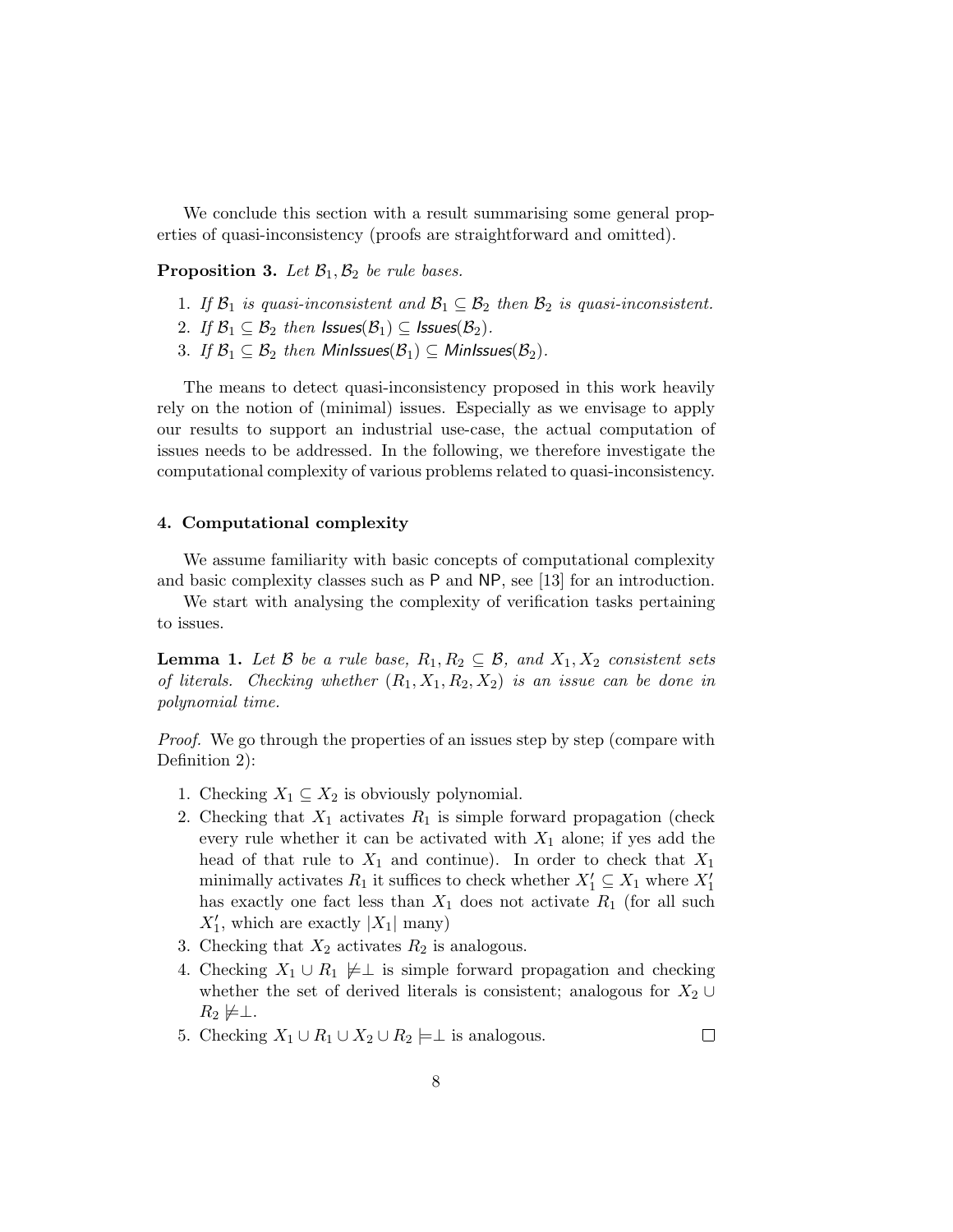We conclude this section with a result summarising some general properties of quasi-inconsistency (proofs are straightforward and omitted).

**Proposition 3.** *Let $\mathcal{B}_1, \mathcal{B}_2$ be rule bases.*

1. *If $\mathcal{B}_1$ is quasi-inconsistent and $\mathcal{B}_1 \subseteq \mathcal{B}_2$ then $\mathcal{B}_2$ is quasi-inconsistent.*
2. *If $\mathcal{B}_1 \subseteq \mathcal{B}_2$ then $\mathsf{Issues}(\mathcal{B}_1) \subseteq \mathsf{Issues}(\mathcal{B}_2)$.*
3. *If $\mathcal{B}_1 \subseteq \mathcal{B}_2$ then $\mathsf{MinIssues}(\mathcal{B}_1) \subseteq \mathsf{MinIssues}(\mathcal{B}_2)$.*

The means to detect quasi-inconsistency proposed in this work heavily rely on the notion of (minimal) issues. Especially as we envisage to apply our results to support an industrial use-case, the actual computation of issues needs to be addressed. In the following, we therefore investigate the computational complexity of various problems related to quasi-inconsistency.

## 4. Computational complexity

We assume familiarity with basic concepts of computational complexity and basic complexity classes such as $\mathsf{P}$ and $\mathsf{NP}$, see [13] for an introduction.

We start with analysing the complexity of verification tasks pertaining to issues.

**Lemma 1.** *Let $\mathcal{B}$ be a rule base, $R_1, R_2 \subseteq \mathcal{B}$, and $X_1, X_2$ consistent sets of literals. Checking whether $(R_1, X_1, R_2, X_2)$ is an issue can be done in polynomial time.*

*Proof.* We go through the properties of an issues step by step (compare with Definition 2):

1. Checking $X_1 \subseteq X_2$ is obviously polynomial.
2. Checking that $X_1$ activates $R_1$ is simple forward propagation (check every rule whether it can be activated with $X_1$ alone; if yes add the head of that rule to $X_1$ and continue). In order to check that $X_1$ minimally activates $R_1$ it suffices to check whether $X_1' \subseteq X_1$ where $X_1'$ has exactly one fact less than $X_1$ does not activate $R_1$ (for all such $X_1'$, which are exactly $|X_1|$ many)
3. Checking that $X_2$ activates $R_2$ is analogous.
4. Checking $X_1 \cup R_1 \not\models \perp$ is simple forward propagation and checking whether the set of derived literals is consistent; analogous for $X_2 \cup R_2 \not\models \perp$.
5. Checking $X_1 \cup R_1 \cup X_2 \cup R_2 \models \perp$ is analogous. $\square$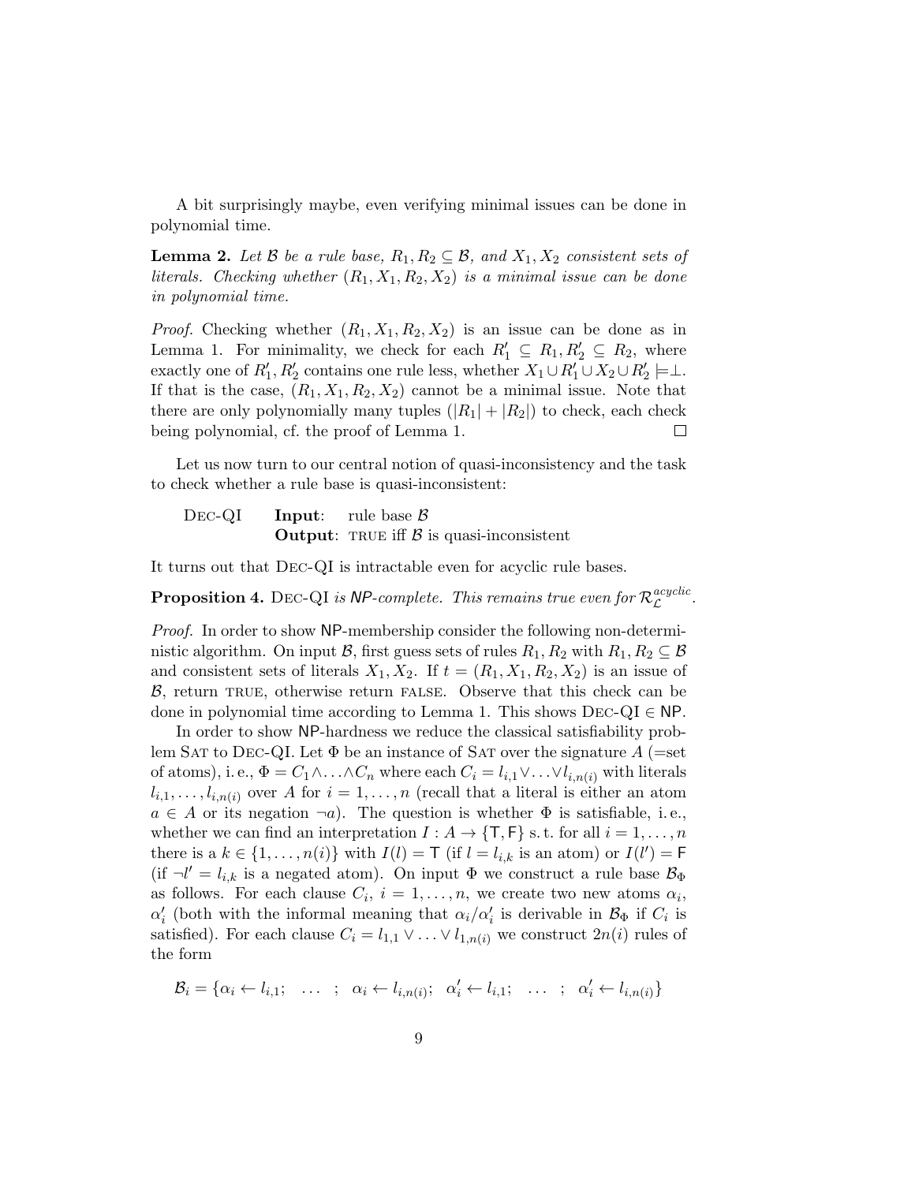A bit surprisingly maybe, even verifying minimal issues can be done in polynomial time.

**Lemma 2.** *Let $\mathcal{B}$ be a rule base, $R_1, R_2 \subseteq \mathcal{B}$, and $X_1, X_2$ consistent sets of literals. Checking whether $(R_1, X_1, R_2, X_2)$ is a minimal issue can be done in polynomial time.*

*Proof.* Checking whether $(R_1, X_1, R_2, X_2)$ is an issue can be done as in Lemma 1. For minimality, we check for each $R_1' \subseteq R_1, R_2' \subseteq R_2$, where exactly one of $R_1', R_2'$ contains one rule less, whether $X_1 \cup R_1' \cup X_2 \cup R_2' \models \perp$. If that is the case, $(R_1, X_1, R_2, X_2)$ cannot be a minimal issue. Note that there are only polynomially many tuples ($|R_1| + |R_2|$) to check, each check being polynomial, cf. the proof of Lemma 1. □

Let us now turn to our central notion of quasi-inconsistency and the task to check whether a rule base is quasi-inconsistent:

DEC-QI **Input**: rule base $\mathcal{B}$
**Output**: TRUE iff $\mathcal{B}$ is quasi-inconsistent

It turns out that DEC-QI is intractable even for acyclic rule bases.

**Proposition 4.** DEC-QI *is* NP*-complete. This remains true even for $\mathcal{R}_{\mathcal{L}}^{acyclic}$.*

*Proof.* In order to show NP-membership consider the following non-deterministic algorithm. On input $\mathcal{B}$, first guess sets of rules $R_1, R_2$ with $R_1, R_2 \subseteq \mathcal{B}$ and consistent sets of literals $X_1, X_2$. If $t = (R_1, X_1, R_2, X_2)$ is an issue of $\mathcal{B}$, return TRUE, otherwise return FALSE. Observe that this check can be done in polynomial time according to Lemma 1. This shows DEC-QI $\in$ NP.

In order to show NP-hardness we reduce the classical satisfiability problem SAT to DEC-QI. Let $\Phi$ be an instance of SAT over the signature $A$ (=set of atoms), i. e., $\Phi = C_1 \wedge \ldots \wedge C_n$ where each $C_i = l_{i,1} \vee \ldots \vee l_{i,n(i)}$ with literals $l_{i,1}, \ldots, l_{i,n(i)}$ over $A$ for $i = 1, \ldots, n$ (recall that a literal is either an atom $a \in A$ or its negation $\neg a$). The question is whether $\Phi$ is satisfiable, i. e., whether we can find an interpretation $I : A \to \{\mathsf{T}, \mathsf{F}\}$ s. t. for all $i = 1, \ldots, n$ there is a $k \in \{1, \ldots, n(i)\}$ with $I(l) = \mathsf{T}$ (if $l = l_{i,k}$ is an atom) or $I(l') = \mathsf{F}$ (if $\neg l' = l_{i,k}$ is a negated atom). On input $\Phi$ we construct a rule base $\mathcal{B}_\Phi$ as follows. For each clause $C_i$, $i = 1, \ldots, n$, we create two new atoms $\alpha_i$, $\alpha_i'$ (both with the informal meaning that $\alpha_i/\alpha_i'$ is derivable in $\mathcal{B}_\Phi$ if $C_i$ is satisfied). For each clause $C_i = l_{1,1} \vee \ldots \vee l_{1,n(i)}$ we construct $2n(i)$ rules of the form

$$\mathcal{B}_i = \{\alpha_i \leftarrow l_{i,1}; \quad \ldots \quad ; \quad \alpha_i \leftarrow l_{i,n(i)}; \quad \alpha_i' \leftarrow l_{i,1}; \quad \ldots \quad ; \quad \alpha_i' \leftarrow l_{i,n(i)}\}$$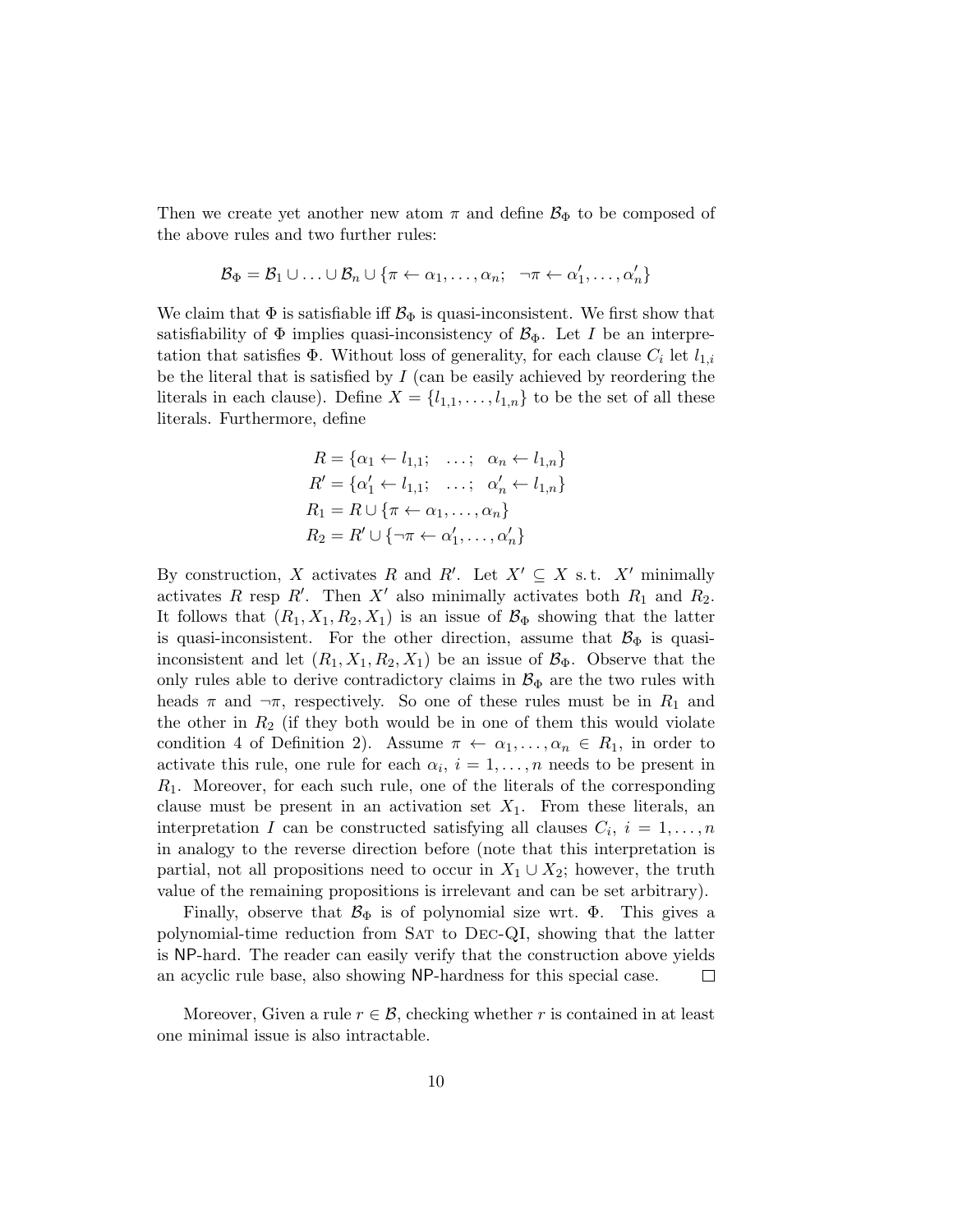Then we create yet another new atom $\pi$ and define $\mathcal{B}_\Phi$ to be composed of the above rules and two further rules:

$$\mathcal{B}_\Phi = \mathcal{B}_1 \cup \ldots \cup \mathcal{B}_n \cup \{\pi \leftarrow \alpha_1, \ldots, \alpha_n;\ \ \neg\pi \leftarrow \alpha'_1, \ldots, \alpha'_n\}$$

We claim that $\Phi$ is satisfiable iff $\mathcal{B}_\Phi$ is quasi-inconsistent. We first show that satisfiability of $\Phi$ implies quasi-inconsistency of $\mathcal{B}_\Phi$. Let $I$ be an interpretation that satisfies $\Phi$. Without loss of generality, for each clause $C_i$ let $l_{1,i}$ be the literal that is satisfied by $I$ (can be easily achieved by reordering the literals in each clause). Define $X = \{l_{1,1}, \ldots, l_{1,n}\}$ to be the set of all these literals. Furthermore, define

$$\begin{aligned}
R &= \{\alpha_1 \leftarrow l_{1,1};\quad \ldots;\quad \alpha_n \leftarrow l_{1,n}\}\\
R' &= \{\alpha'_1 \leftarrow l_{1,1};\quad \ldots;\quad \alpha'_n \leftarrow l_{1,n}\}\\
R_1 &= R \cup \{\pi \leftarrow \alpha_1, \ldots, \alpha_n\}\\
R_2 &= R' \cup \{\neg\pi \leftarrow \alpha'_1, \ldots, \alpha'_n\}
\end{aligned}$$

By construction, $X$ activates $R$ and $R'$. Let $X' \subseteq X$ s.t. $X'$ minimally activates $R$ resp $R'$. Then $X'$ also minimally activates both $R_1$ and $R_2$. It follows that $(R_1, X_1, R_2, X_1)$ is an issue of $\mathcal{B}_\Phi$ showing that the latter is quasi-inconsistent. For the other direction, assume that $\mathcal{B}_\Phi$ is quasi-inconsistent and let $(R_1, X_1, R_2, X_1)$ be an issue of $\mathcal{B}_\Phi$. Observe that the only rules able to derive contradictory claims in $\mathcal{B}_\Phi$ are the two rules with heads $\pi$ and $\neg\pi$, respectively. So one of these rules must be in $R_1$ and the other in $R_2$ (if they both would be in one of them this would violate condition 4 of Definition 2). Assume $\pi \leftarrow \alpha_1, \ldots, \alpha_n \in R_1$, in order to activate this rule, one rule for each $\alpha_i$, $i = 1, \ldots, n$ needs to be present in $R_1$. Moreover, for each such rule, one of the literals of the corresponding clause must be present in an activation set $X_1$. From these literals, an interpretation $I$ can be constructed satisfying all clauses $C_i$, $i = 1, \ldots, n$ in analogy to the reverse direction before (note that this interpretation is partial, not all propositions need to occur in $X_1 \cup X_2$; however, the truth value of the remaining propositions is irrelevant and can be set arbitrary).

Finally, observe that $\mathcal{B}_\Phi$ is of polynomial size wrt. $\Phi$. This gives a polynomial-time reduction from SAT to DEC-QI, showing that the latter is NP-hard. The reader can easily verify that the construction above yields an acyclic rule base, also showing NP-hardness for this special case. $\square$

Moreover, Given a rule $r \in \mathcal{B}$, checking whether $r$ is contained in at least one minimal issue is also intractable.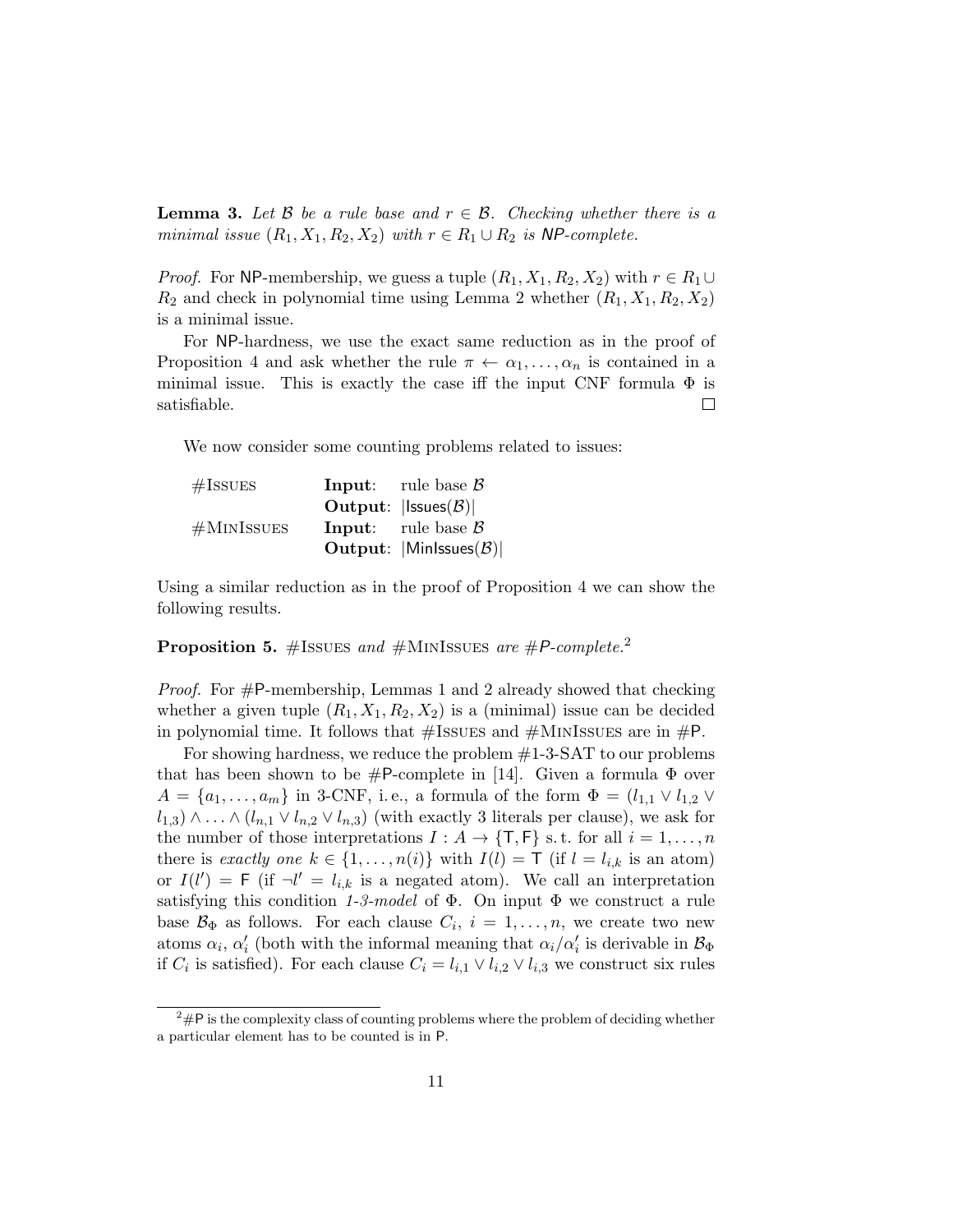**Lemma 3.** *Let $\mathcal{B}$ be a rule base and $r \in \mathcal{B}$. Checking whether there is a minimal issue $(R_1, X_1, R_2, X_2)$ with $r \in R_1 \cup R_2$ is* NP*-complete.*

*Proof.* For NP-membership, we guess a tuple $(R_1, X_1, R_2, X_2)$ with $r \in R_1 \cup R_2$ and check in polynomial time using Lemma 2 whether $(R_1, X_1, R_2, X_2)$ is a minimal issue.

For NP-hardness, we use the exact same reduction as in the proof of Proposition 4 and ask whether the rule $\pi \leftarrow \alpha_1, \ldots, \alpha_n$ is contained in a minimal issue. This is exactly the case iff the input CNF formula $\Phi$ is satisfiable. □

We now consider some counting problems related to issues:

| | | |
|---|---|---|
| #Issues | **Input**: | rule base $\mathcal{B}$ |
| | **Output**: | $\lvert\mathsf{Issues}(\mathcal{B})\rvert$ |
| #MinIssues | **Input**: | rule base $\mathcal{B}$ |
| | **Output**: | $\lvert\mathsf{MinIssues}(\mathcal{B})\rvert$ |

Using a similar reduction as in the proof of Proposition 4 we can show the following results.

**Proposition 5.** *#Issues and #MinIssues are #P-complete.*[2]

*Proof.* For #P-membership, Lemmas 1 and 2 already showed that checking whether a given tuple $(R_1, X_1, R_2, X_2)$ is a (minimal) issue can be decided in polynomial time. It follows that #Issues and #MinIssues are in #P.

For showing hardness, we reduce the problem #1-3-SAT to our problems that has been shown to be #P-complete in [14]. Given a formula $\Phi$ over $A = \{a_1, \ldots, a_m\}$ in 3-CNF, i. e., a formula of the form $\Phi = (l_{1,1} \vee l_{1,2} \vee l_{1,3}) \wedge \ldots \wedge (l_{n,1} \vee l_{n,2} \vee l_{n,3})$ (with exactly 3 literals per clause), we ask for the number of those interpretations $I : A \rightarrow \{\mathsf{T}, \mathsf{F}\}$ s. t. for all $i = 1, \ldots, n$ there is *exactly one* $k \in \{1, \ldots, n(i)\}$ with $I(l) = \mathsf{T}$ (if $l = l_{i,k}$ is an atom) or $I(l') = \mathsf{F}$ (if $\neg l' = l_{i,k}$ is a negated atom). We call an interpretation satisfying this condition *1-3-model* of $\Phi$. On input $\Phi$ we construct a rule base $\mathcal{B}_\Phi$ as follows. For each clause $C_i$, $i = 1, \ldots, n$, we create two new atoms $\alpha_i$, $\alpha'_i$ (both with the informal meaning that $\alpha_i/\alpha'_i$ is derivable in $\mathcal{B}_\Phi$ if $C_i$ is satisfied). For each clause $C_i = l_{i,1} \vee l_{i,2} \vee l_{i,3}$ we construct six rules

[2] #P is the complexity class of counting problems where the problem of deciding whether a particular element has to be counted is in P.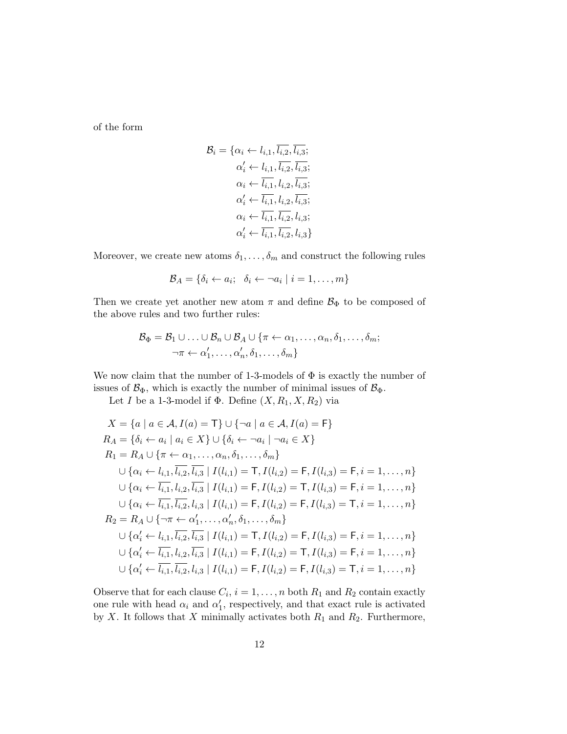of the form

$$\mathcal{B}_i = \{\alpha_i \leftarrow l_{i,1}, \overline{l_{i,2}}, \overline{l_{i,3}};\\
\alpha'_i \leftarrow l_{i,1}, \overline{l_{i,2}}, \overline{l_{i,3}};\\
\alpha_i \leftarrow \overline{l_{i,1}}, l_{i,2}, \overline{l_{i,3}};\\
\alpha'_i \leftarrow \overline{l_{i,1}}, l_{i,2}, \overline{l_{i,3}};\\
\alpha_i \leftarrow \overline{l_{i,1}}, \overline{l_{i,2}}, l_{i,3};\\
\alpha'_i \leftarrow \overline{l_{i,1}}, \overline{l_{i,2}}, l_{i,3}\}$$

Moreover, we create new atoms $\delta_1, \ldots, \delta_m$ and construct the following rules

$$\mathcal{B}_A = \{\delta_i \leftarrow a_i; \quad \delta_i \leftarrow \neg a_i \mid i = 1, \ldots, m\}$$

Then we create yet another new atom $\pi$ and define $\mathcal{B}_\Phi$ to be composed of the above rules and two further rules:

$$\mathcal{B}_\Phi = \mathcal{B}_1 \cup \ldots \cup \mathcal{B}_n \cup \mathcal{B}_A \cup \{\pi \leftarrow \alpha_1, \ldots, \alpha_n, \delta_1, \ldots, \delta_m;\\
\neg\pi \leftarrow \alpha'_1, \ldots, \alpha'_n, \delta_1, \ldots, \delta_m\}$$

We now claim that the number of 1-3-models of $\Phi$ is exactly the number of issues of $\mathcal{B}_\Phi$, which is exactly the number of minimal issues of $\mathcal{B}_\Phi$.

Let $I$ be a 1-3-model if $\Phi$. Define $(X, R_1, X, R_2)$ via

$$\begin{aligned}
X &= \{a \mid a \in \mathcal{A}, I(a) = \mathsf{T}\} \cup \{\neg a \mid a \in \mathcal{A}, I(a) = \mathsf{F}\}\\
R_A &= \{\delta_i \leftarrow a_i \mid a_i \in X\} \cup \{\delta_i \leftarrow \neg a_i \mid \neg a_i \in X\}\\
R_1 &= R_A \cup \{\pi \leftarrow \alpha_1, \ldots, \alpha_n, \delta_1, \ldots, \delta_m\}\\
&\quad \cup \{\alpha_i \leftarrow l_{i,1}, \overline{l_{i,2}}, \overline{l_{i,3}} \mid I(l_{i,1}) = \mathsf{T}, I(l_{i,2}) = \mathsf{F}, I(l_{i,3}) = \mathsf{F}, i = 1, \ldots, n\}\\
&\quad \cup \{\alpha_i \leftarrow \overline{l_{i,1}}, l_{i,2}, \overline{l_{i,3}} \mid I(l_{i,1}) = \mathsf{F}, I(l_{i,2}) = \mathsf{T}, I(l_{i,3}) = \mathsf{F}, i = 1, \ldots, n\}\\
&\quad \cup \{\alpha_i \leftarrow \overline{l_{i,1}}, \overline{l_{i,2}}, l_{i,3} \mid I(l_{i,1}) = \mathsf{F}, I(l_{i,2}) = \mathsf{F}, I(l_{i,3}) = \mathsf{T}, i = 1, \ldots, n\}\\
R_2 &= R_A \cup \{\neg\pi \leftarrow \alpha'_1, \ldots, \alpha'_n, \delta_1, \ldots, \delta_m\}\\
&\quad \cup \{\alpha'_i \leftarrow l_{i,1}, \overline{l_{i,2}}, \overline{l_{i,3}} \mid I(l_{i,1}) = \mathsf{T}, I(l_{i,2}) = \mathsf{F}, I(l_{i,3}) = \mathsf{F}, i = 1, \ldots, n\}\\
&\quad \cup \{\alpha'_i \leftarrow \overline{l_{i,1}}, l_{i,2}, \overline{l_{i,3}} \mid I(l_{i,1}) = \mathsf{F}, I(l_{i,2}) = \mathsf{T}, I(l_{i,3}) = \mathsf{F}, i = 1, \ldots, n\}\\
&\quad \cup \{\alpha'_i \leftarrow \overline{l_{i,1}}, \overline{l_{i,2}}, l_{i,3} \mid I(l_{i,1}) = \mathsf{F}, I(l_{i,2}) = \mathsf{F}, I(l_{i,3}) = \mathsf{T}, i = 1, \ldots, n\}
\end{aligned}$$

Observe that for each clause $C_i$, $i = 1, \ldots, n$ both $R_1$ and $R_2$ contain exactly one rule with head $\alpha_i$ and $\alpha'_1$, respectively, and that exact rule is activated by $X$. It follows that $X$ minimally activates both $R_1$ and $R_2$. Furthermore,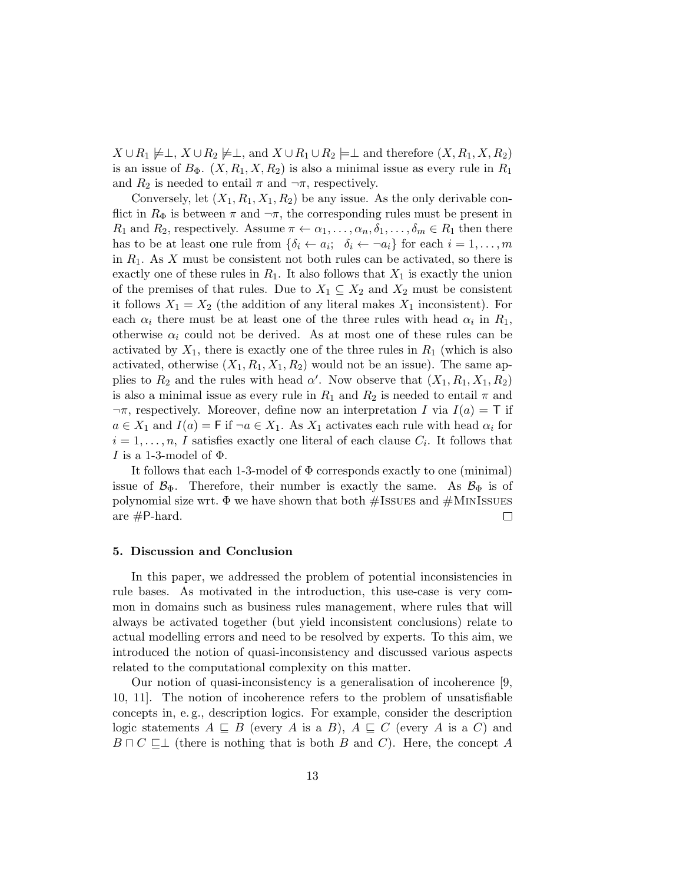$X \cup R_1 \not\models \perp$, $X \cup R_2 \not\models \perp$, and $X \cup R_1 \cup R_2 \models \perp$ and therefore $(X, R_1, X, R_2)$ is an issue of $B_\Phi$. $(X, R_1, X, R_2)$ is also a minimal issue as every rule in $R_1$ and $R_2$ is needed to entail $\pi$ and $\neg\pi$, respectively.

Conversely, let $(X_1, R_1, X_1, R_2)$ be any issue. As the only derivable conflict in $R_\Phi$ is between $\pi$ and $\neg\pi$, the corresponding rules must be present in $R_1$ and $R_2$, respectively. Assume $\pi \leftarrow \alpha_1, \ldots, \alpha_n, \delta_1, \ldots, \delta_m \in R_1$ then there has to be at least one rule from $\{\delta_i \leftarrow a_i; \ \ \delta_i \leftarrow \neg a_i\}$ for each $i = 1, \ldots, m$ in $R_1$. As $X$ must be consistent not both rules can be activated, so there is exactly one of these rules in $R_1$. It also follows that $X_1$ is exactly the union of the premises of that rules. Due to $X_1 \subseteq X_2$ and $X_2$ must be consistent it follows $X_1 = X_2$ (the addition of any literal makes $X_1$ inconsistent). For each $\alpha_i$ there must be at least one of the three rules with head $\alpha_i$ in $R_1$, otherwise $\alpha_i$ could not be derived. As at most one of these rules can be activated by $X_1$, there is exactly one of the three rules in $R_1$ (which is also activated, otherwise $(X_1, R_1, X_1, R_2)$ would not be an issue). The same applies to $R_2$ and the rules with head $\alpha'$. Now observe that $(X_1, R_1, X_1, R_2)$ is also a minimal issue as every rule in $R_1$ and $R_2$ is needed to entail $\pi$ and $\neg\pi$, respectively. Moreover, define now an interpretation $I$ via $I(a) = \mathsf{T}$ if $a \in X_1$ and $I(a) = \mathsf{F}$ if $\neg a \in X_1$. As $X_1$ activates each rule with head $\alpha_i$ for $i = 1, \ldots, n$, $I$ satisfies exactly one literal of each clause $C_i$. It follows that $I$ is a 1-3-model of $\Phi$.

It follows that each 1-3-model of $\Phi$ corresponds exactly to one (minimal) issue of $\mathcal{B}_\Phi$. Therefore, their number is exactly the same. As $\mathcal{B}_\Phi$ is of polynomial size wrt. $\Phi$ we have shown that both #Issues and #MinIssues are #P-hard. □

## 5. Discussion and Conclusion

In this paper, we addressed the problem of potential inconsistencies in rule bases. As motivated in the introduction, this use-case is very common in domains such as business rules management, where rules that will always be activated together (but yield inconsistent conclusions) relate to actual modelling errors and need to be resolved by experts. To this aim, we introduced the notion of quasi-inconsistency and discussed various aspects related to the computational complexity on this matter.

Our notion of quasi-inconsistency is a generalisation of incoherence [9, 10, 11]. The notion of incoherence refers to the problem of unsatisfiable concepts in, e. g., description logics. For example, consider the description logic statements $A \sqsubseteq B$ (every $A$ is a $B$), $A \sqsubseteq C$ (every $A$ is a $C$) and $B \sqcap C \sqsubseteq \perp$ (there is nothing that is both $B$ and $C$). Here, the concept $A$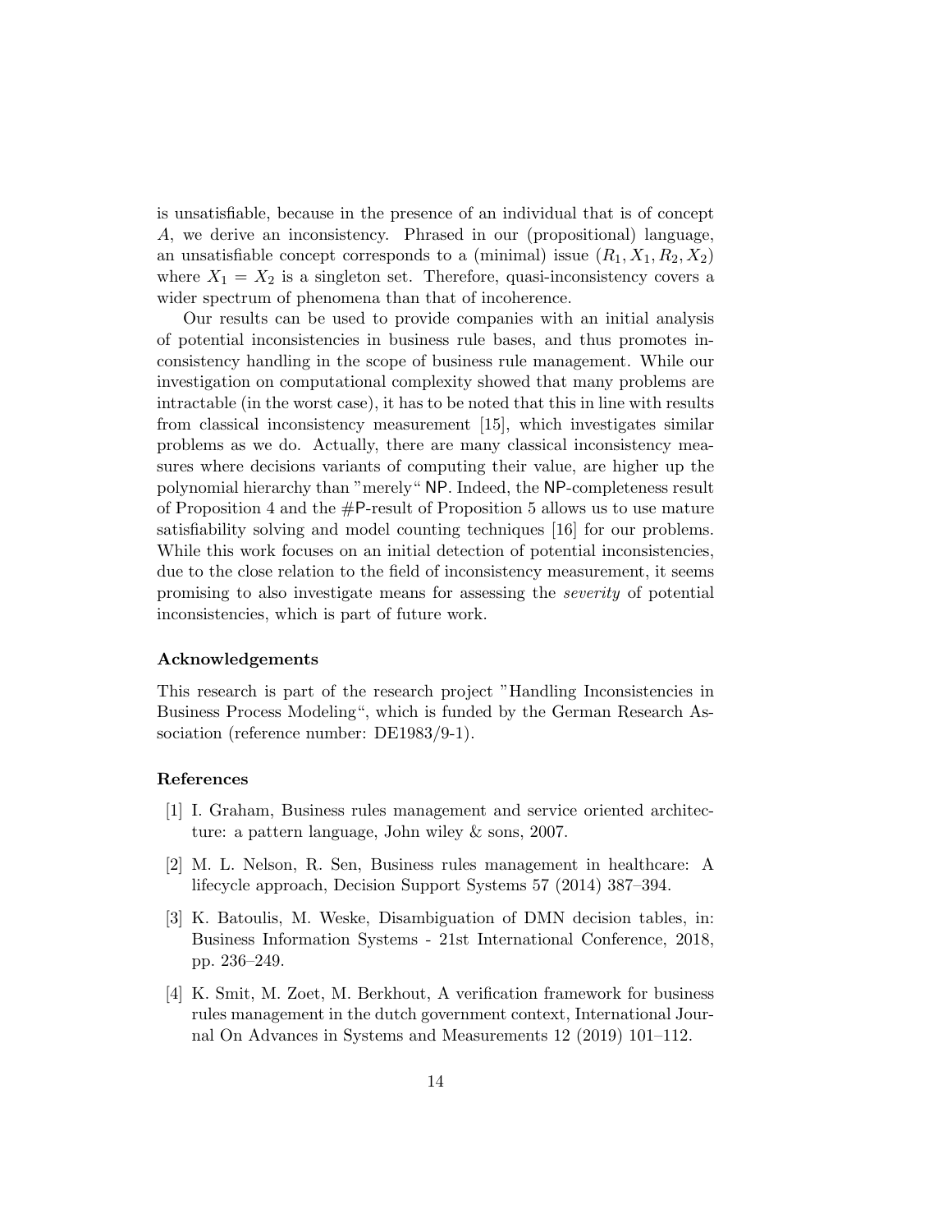is unsatisfiable, because in the presence of an individual that is of concept $A$, we derive an inconsistency. Phrased in our (propositional) language, an unsatisfiable concept corresponds to a (minimal) issue $(R_1, X_1, R_2, X_2)$ where $X_1 = X_2$ is a singleton set. Therefore, quasi-inconsistency covers a wider spectrum of phenomena than that of incoherence.

Our results can be used to provide companies with an initial analysis of potential inconsistencies in business rule bases, and thus promotes inconsistency handling in the scope of business rule management. While our investigation on computational complexity showed that many problems are intractable (in the worst case), it has to be noted that this in line with results from classical inconsistency measurement [15], which investigates similar problems as we do. Actually, there are many classical inconsistency measures where decisions variants of computing their value, are higher up the polynomial hierarchy than "merely" NP. Indeed, the NP-completeness result of Proposition 4 and the #P-result of Proposition 5 allows us to use mature satisfiability solving and model counting techniques [16] for our problems. While this work focuses on an initial detection of potential inconsistencies, due to the close relation to the field of inconsistency measurement, it seems promising to also investigate means for assessing the *severity* of potential inconsistencies, which is part of future work.

### Acknowledgements

This research is part of the research project "Handling Inconsistencies in Business Process Modeling", which is funded by the German Research Association (reference number: DE1983/9-1).

### References

[1] I. Graham, Business rules management and service oriented architecture: a pattern language, John wiley & sons, 2007.

[2] M. L. Nelson, R. Sen, Business rules management in healthcare: A lifecycle approach, Decision Support Systems 57 (2014) 387–394.

[3] K. Batoulis, M. Weske, Disambiguation of DMN decision tables, in: Business Information Systems - 21st International Conference, 2018, pp. 236–249.

[4] K. Smit, M. Zoet, M. Berkhout, A verification framework for business rules management in the dutch government context, International Journal On Advances in Systems and Measurements 12 (2019) 101–112.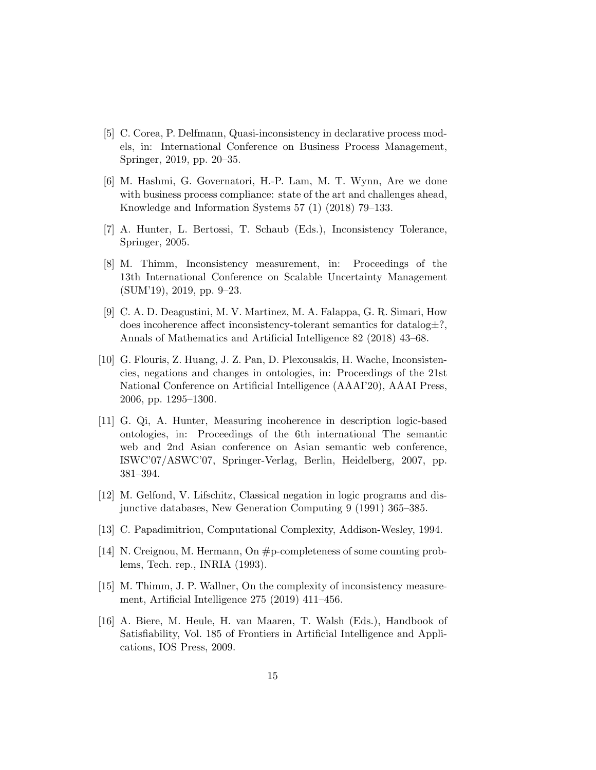[5] C. Corea, P. Delfmann, Quasi-inconsistency in declarative process models, in: International Conference on Business Process Management, Springer, 2019, pp. 20–35.

[6] M. Hashmi, G. Governatori, H.-P. Lam, M. T. Wynn, Are we done with business process compliance: state of the art and challenges ahead, Knowledge and Information Systems 57 (1) (2018) 79–133.

[7] A. Hunter, L. Bertossi, T. Schaub (Eds.), Inconsistency Tolerance, Springer, 2005.

[8] M. Thimm, Inconsistency measurement, in: Proceedings of the 13th International Conference on Scalable Uncertainty Management (SUM'19), 2019, pp. 9–23.

[9] C. A. D. Deagustini, M. V. Martinez, M. A. Falappa, G. R. Simari, How does incoherence affect inconsistency-tolerant semantics for datalog±?, Annals of Mathematics and Artificial Intelligence 82 (2018) 43–68.

[10] G. Flouris, Z. Huang, J. Z. Pan, D. Plexousakis, H. Wache, Inconsistencies, negations and changes in ontologies, in: Proceedings of the 21st National Conference on Artificial Intelligence (AAAI'20), AAAI Press, 2006, pp. 1295–1300.

[11] G. Qi, A. Hunter, Measuring incoherence in description logic-based ontologies, in: Proceedings of the 6th international The semantic web and 2nd Asian conference on Asian semantic web conference, ISWC'07/ASWC'07, Springer-Verlag, Berlin, Heidelberg, 2007, pp. 381–394.

[12] M. Gelfond, V. Lifschitz, Classical negation in logic programs and disjunctive databases, New Generation Computing 9 (1991) 365–385.

[13] C. Papadimitriou, Computational Complexity, Addison-Wesley, 1994.

[14] N. Creignou, M. Hermann, On #p-completeness of some counting problems, Tech. rep., INRIA (1993).

[15] M. Thimm, J. P. Wallner, On the complexity of inconsistency measurement, Artificial Intelligence 275 (2019) 411–456.

[16] A. Biere, M. Heule, H. van Maaren, T. Walsh (Eds.), Handbook of Satisfiability, Vol. 185 of Frontiers in Artificial Intelligence and Applications, IOS Press, 2009.